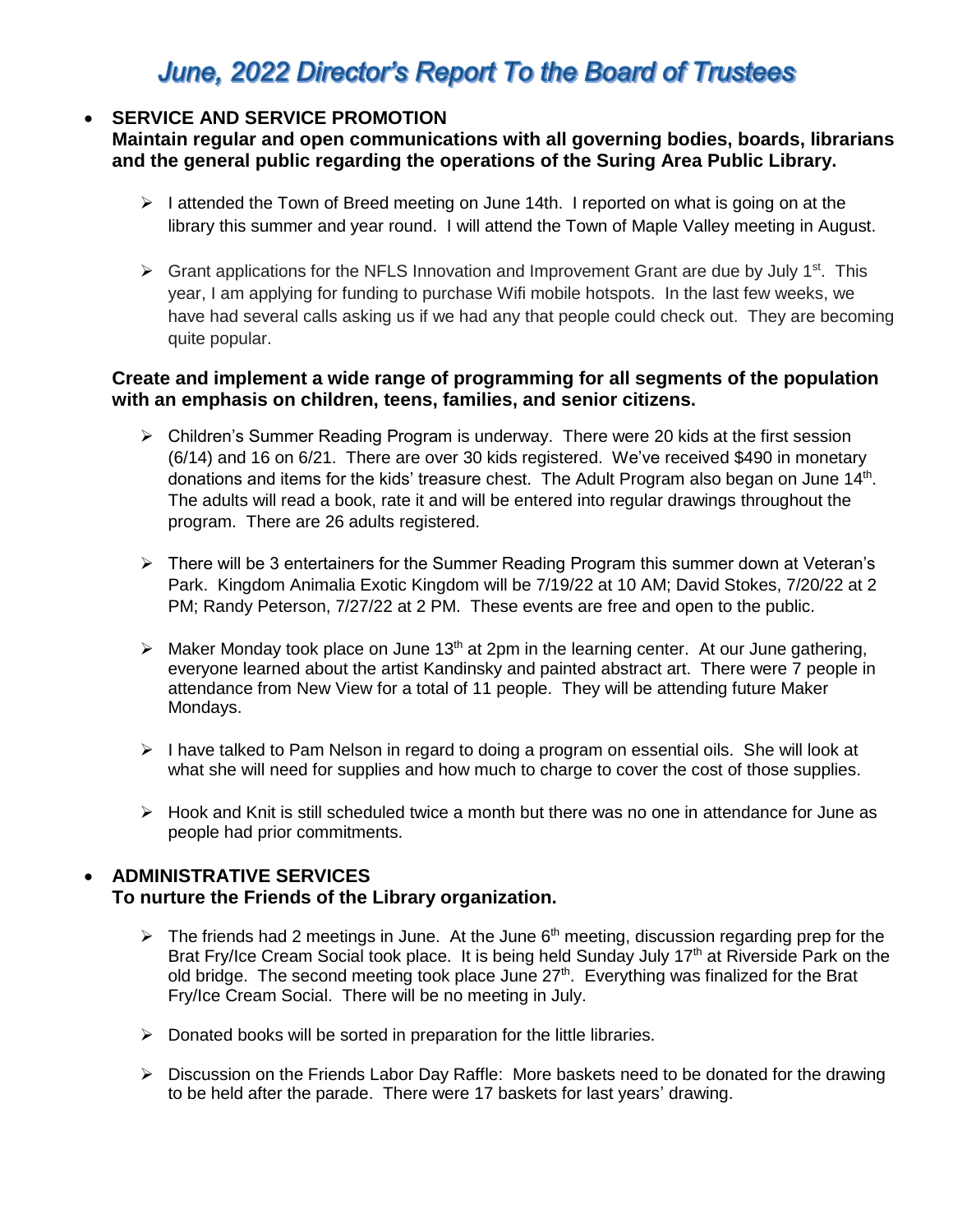# June, 2022 Director's Report To the Board of Trustees

- **SERVICE AND SERVICE PROMOTION**
  **Maintain regular and open communications with all governing bodies, boards, librarians and the general public regarding the operations of the Suring Area Public Library.**

  - I attended the Town of Breed meeting on June 14th. I reported on what is going on at the library this summer and year round. I will attend the Town of Maple Valley meeting in August.

  - Grant applications for the NFLS Innovation and Improvement Grant are due by July 1st. This year, I am applying for funding to purchase Wifi mobile hotspots. In the last few weeks, we have had several calls asking us if we had any that people could check out. They are becoming quite popular.

  **Create and implement a wide range of programming for all segments of the population with an emphasis on children, teens, families, and senior citizens.**

  - Children's Summer Reading Program is underway. There were 20 kids at the first session (6/14) and 16 on 6/21. There are over 30 kids registered. We've received $490 in monetary donations and items for the kids' treasure chest. The Adult Program also began on June 14th. The adults will read a book, rate it and will be entered into regular drawings throughout the program. There are 26 adults registered.

  - There will be 3 entertainers for the Summer Reading Program this summer down at Veteran's Park. Kingdom Animalia Exotic Kingdom will be 7/19/22 at 10 AM; David Stokes, 7/20/22 at 2 PM; Randy Peterson, 7/27/22 at 2 PM. These events are free and open to the public.

  - Maker Monday took place on June 13th at 2pm in the learning center. At our June gathering, everyone learned about the artist Kandinsky and painted abstract art. There were 7 people in attendance from New View for a total of 11 people. They will be attending future Maker Mondays.

  - I have talked to Pam Nelson in regard to doing a program on essential oils. She will look at what she will need for supplies and how much to charge to cover the cost of those supplies.

  - Hook and Knit is still scheduled twice a month but there was no one in attendance for June as people had prior commitments.

- **ADMINISTRATIVE SERVICES**
  **To nurture the Friends of the Library organization.**

  - The friends had 2 meetings in June. At the June 6th meeting, discussion regarding prep for the Brat Fry/Ice Cream Social took place. It is being held Sunday July 17th at Riverside Park on the old bridge. The second meeting took place June 27th. Everything was finalized for the Brat Fry/Ice Cream Social. There will be no meeting in July.

  - Donated books will be sorted in preparation for the little libraries.

  - Discussion on the Friends Labor Day Raffle: More baskets need to be donated for the drawing to be held after the parade. There were 17 baskets for last years' drawing.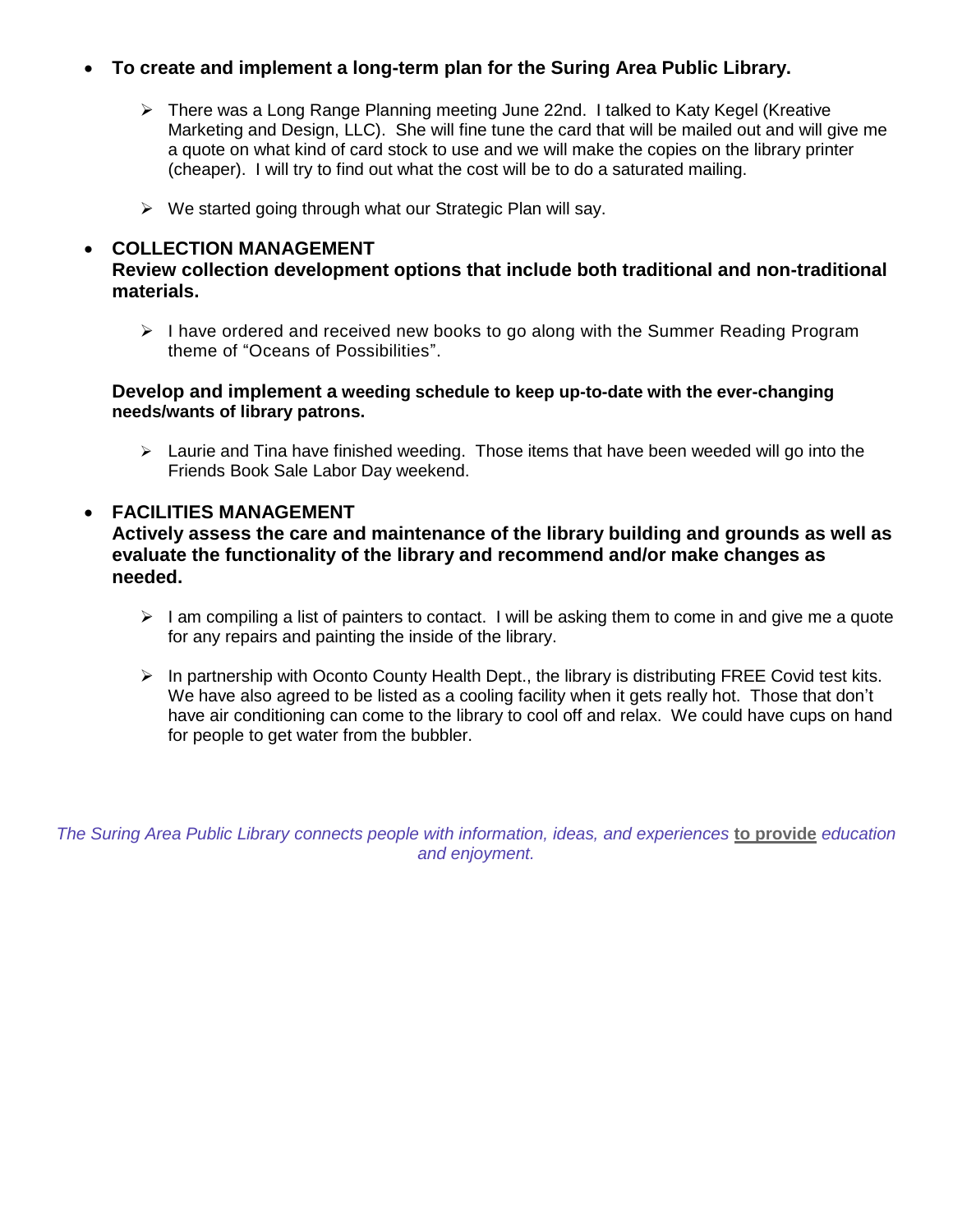- **To create and implement a long-term plan for the Suring Area Public Library.**

  - There was a Long Range Planning meeting June 22nd. I talked to Katy Kegel (Kreative Marketing and Design, LLC). She will fine tune the card that will be mailed out and will give me a quote on what kind of card stock to use and we will make the copies on the library printer (cheaper). I will try to find out what the cost will be to do a saturated mailing.

  - We started going through what our Strategic Plan will say.

- **COLLECTION MANAGEMENT**
  **Review collection development options that include both traditional and non-traditional materials.**

  - I have ordered and received new books to go along with the Summer Reading Program theme of "Oceans of Possibilities".

  **Develop and implement a weeding schedule to keep up-to-date with the ever-changing needs/wants of library patrons.**

  - Laurie and Tina have finished weeding. Those items that have been weeded will go into the Friends Book Sale Labor Day weekend.

- **FACILITIES MANAGEMENT**
  **Actively assess the care and maintenance of the library building and grounds as well as evaluate the functionality of the library and recommend and/or make changes as needed.**

  - I am compiling a list of painters to contact. I will be asking them to come in and give me a quote for any repairs and painting the inside of the library.

  - In partnership with Oconto County Health Dept., the library is distributing FREE Covid test kits. We have also agreed to be listed as a cooling facility when it gets really hot. Those that don't have air conditioning can come to the library to cool off and relax. We could have cups on hand for people to get water from the bubbler.

*The Suring Area Public Library connects people with information, ideas, and experiences* **to provide** *education and enjoyment.*